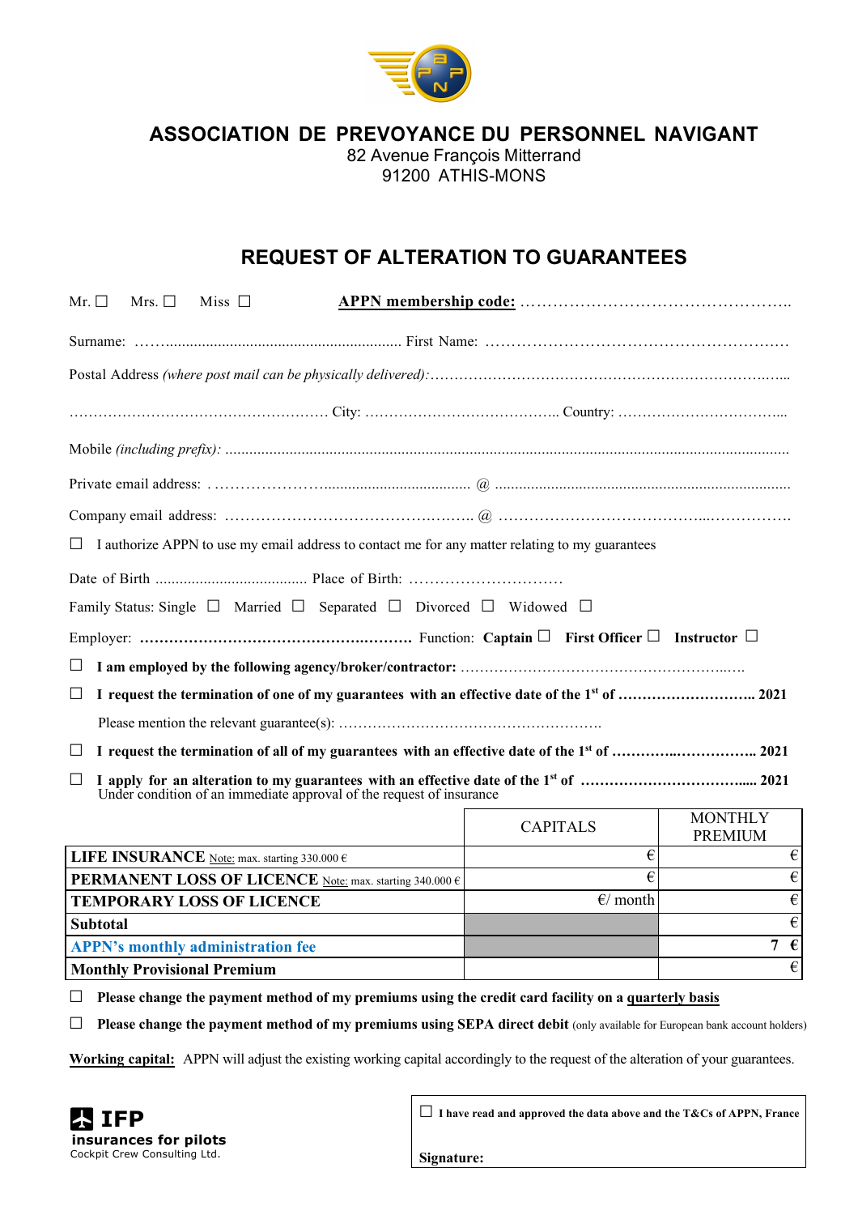# ASSOCIATION DE PREVOYANCE DU PERSONNEL NAVIGANT

82 Avenue François Mitterrand
91200 ATHIS-MONS

## REQUEST OF ALTERATION TO GUARANTEES

Mr. ☐ Mrs. ☐ Miss ☐ **APPN membership code:** …………………………………………..

Surname: ……......................................................... First Name: …………………………………………………

Postal Address *(where post mail can be physically delivered)*:……………………………………………………………..…...

……………………………………………… City: ………………………………….. Country: ……………………………...

Mobile *(including prefix)*: ..............................................................................................................................................

Private email address: …………………….................................... @ .........................................................................

Company email address: ………………………………………..…….. @ …………………………………...…………….

☐ I authorize APPN to use my email address to contact me for any matter relating to my guarantees

Date of Birth ...................................... Place of Birth: …………………………

Family Status: Single ☐ Married ☐ Separated ☐ Divorced ☐ Widowed ☐

Employer: **……………………………………………….………** Function: **Captain** ☐ **First Officer** ☐ **Instructor** ☐

☐ **I am employed by the following agency/broker/contractor:** ………………………………………………..….

☐ **I request the termination of one of my guarantees with an effective date of the 1st of ……………………….. 2021**

Please mention the relevant guarantee(s): ……………………………………………….

☐ **I request the termination of all of my guarantees with an effective date of the 1st of …………..…………….. 2021**

☐ **I apply for an alteration to my guarantees with an effective date of the 1st of …………………………..... 2021**
Under condition of an immediate approval of the request of insurance

| | CAPITALS | MONTHLY PREMIUM |
|---|---|---|
| **LIFE INSURANCE** Note: max. starting 330.000 € | € | € |
| **PERMANENT LOSS OF LICENCE** Note: max. starting 340.000 € | € | € |
| **TEMPORARY LOSS OF LICENCE** | €/ month | € |
| **Subtotal** | | € |
| **APPN's monthly administration fee** | | 7 € |
| **Monthly Provisional Premium** | | € |

☐ **Please change the payment method of my premiums using the credit card facility on a quarterly basis**

☐ **Please change the payment method of my premiums using SEPA direct debit** (only available for European bank account holders)

**Working capital:** APPN will adjust the existing working capital accordingly to the request of the alteration of your guarantees.

**IFP**
**insurances for pilots**
Cockpit Crew Consulting Ltd.

☐ **I have read and approved the data above and the T&Cs of APPN, France**

**Signature:**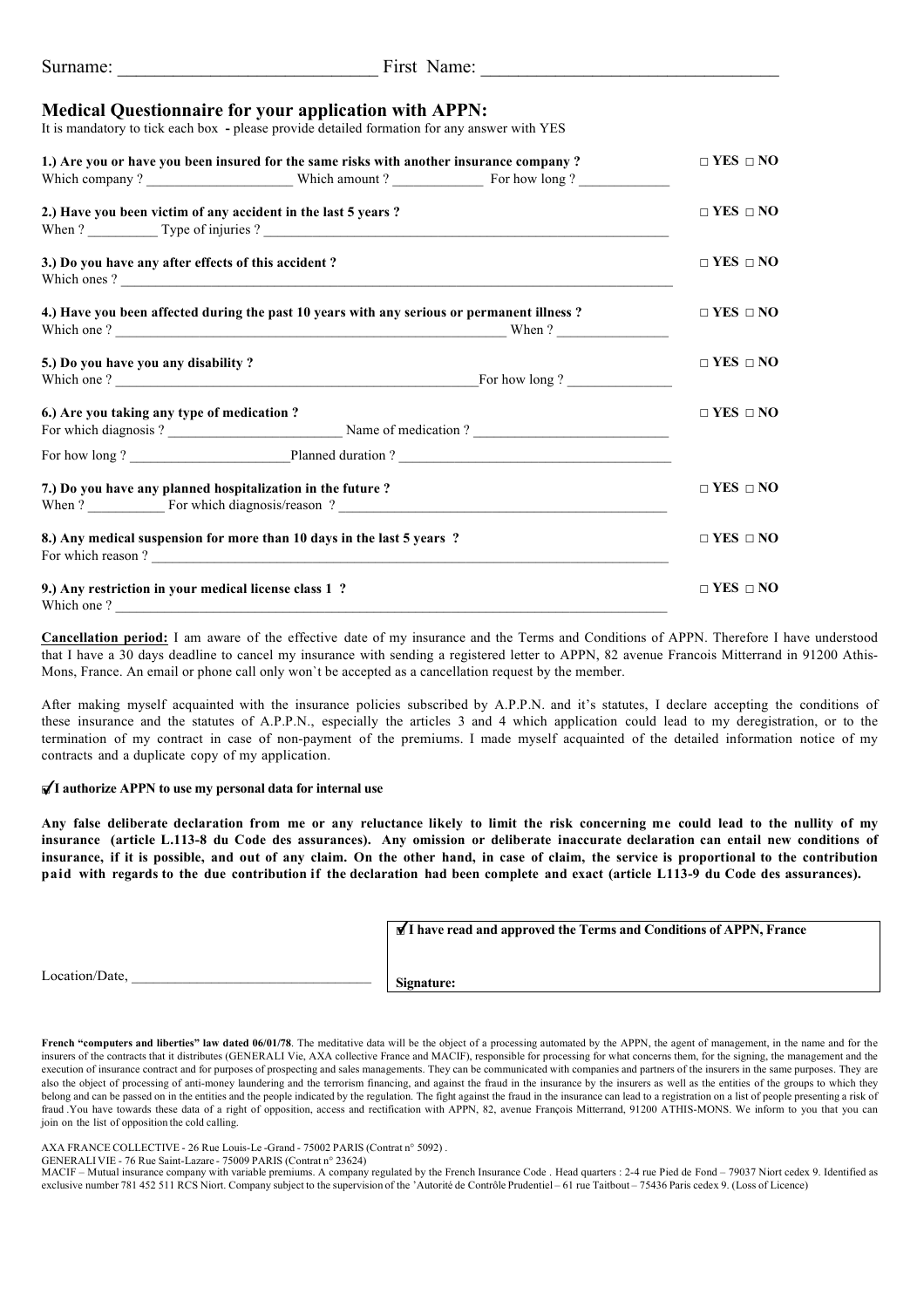Surname: ____________________________ First Name: _______________________________

## Medical Questionnaire for your application with APPN:

It is mandatory to tick each box **-** please provide detailed formation for any answer with YES

**1.) Are you or have you been insured for the same risks with another insurance company ?** □ **YES** □ **NO**
Which company ? ____________________ Which amount ? ____________ For how long ? ____________

**2.) Have you been victim of any accident in the last 5 years ?** □ **YES** □ **NO**
When ? _________ Type of injuries ? ________________________________________________________

**3.) Do you have any after effects of this accident ?** □ **YES** □ **NO**
Which ones ? ____________________________________________________________________________

**4.) Have you been affected during the past 10 years with any serious or permanent illness ?** □ **YES** □ **NO**
Which one ? ______________________________________________________ When ? _______________

**5.) Do you have you any disability ?** □ **YES** □ **NO**
Which one ? ________________________________________________ For how long ? ______________

**6.) Are you taking any type of medication ?** □ **YES** □ **NO**
For which diagnosis ? _______________________ Name of medication ? __________________________

For how long ? _____________________ Planned duration ? ____________________________________

**7.) Do you have any planned hospitalization in the future ?** □ **YES** □ **NO**
When ? __________ For which diagnosis/reason ? ___________________________________________

**8.) Any medical suspension for more than 10 days in the last 5 years ?** □ **YES** □ **NO**
For which reason ? ________________________________________________________________________

**9.) Any restriction in your medical license class 1 ?** □ **YES** □ **NO**
Which one ? _____________________________________________________________________________

**Cancellation period:** I am aware of the effective date of my insurance and the Terms and Conditions of APPN. Therefore I have understood that I have a 30 days deadline to cancel my insurance with sending a registered letter to APPN, 82 avenue Francois Mitterrand in 91200 Athis-Mons, France. An email or phone call only won`t be accepted as a cancellation request by the member.

After making myself acquainted with the insurance policies subscribed by A.P.P.N. and it's statutes, I declare accepting the conditions of these insurance and the statutes of A.P.P.N., especially the articles 3 and 4 which application could lead to my deregistration, or to the termination of my contract in case of non-payment of the premiums. I made myself acquainted of the detailed information notice of my contracts and a duplicate copy of my application.

☑ **I authorize APPN to use my personal data for internal use**

**Any false deliberate declaration from me or any reluctance likely to limit the risk concerning me could lead to the nullity of my insurance (article L.113-8 du Code des assurances). Any omission or deliberate inaccurate declaration can entail new conditions of insurance, if it is possible, and out of any claim. On the other hand, in case of claim, the service is proportional to the contribution paid with regards to the due contribution if the declaration had been complete and exact (article L113-9 du Code des assurances).**

☑ **I have read and approved the Terms and Conditions of APPN, France**

Location/Date, ________________________________

**Signature:**

**French "computers and liberties" law dated 06/01/78**. The meditative data will be the object of a processing automated by the APPN, the agent of management, in the name and for the insurers of the contracts that it distributes (GENERALI Vie, AXA collective France and MACIF), responsible for processing for what concerns them, for the signing, the management and the execution of insurance contract and for purposes of prospecting and sales managements. They can be communicated with companies and partners of the insurers in the same purposes. They are also the object of processing of anti-money laundering and the terrorism financing, and against the fraud in the insurance by the insurers as well as the entities of the groups to which they belong and can be passed on in the entities and the people indicated by the regulation. The fight against the fraud in the insurance can lead to a registration on a list of people presenting a risk of fraud .You have towards these data of a right of opposition, access and rectification with APPN, 82, avenue François Mitterrand, 91200 ATHIS-MONS. We inform to you that you can join on the list of opposition the cold calling.

AXA FRANCE COLLECTIVE - 26 Rue Louis-Le -Grand - 75002 PARIS (Contrat n° 5092) .
GENERALI VIE - 76 Rue Saint-Lazare - 75009 PARIS (Contrat n° 23624)
MACIF – Mutual insurance company with variable premiums. A company regulated by the French Insurance Code . Head quarters : 2-4 rue Pied de Fond – 79037 Niort cedex 9. Identified as exclusive number 781 452 511 RCS Niort. Company subject to the supervision of the 'Autorité de Contrôle Prudentiel – 61 rue Taitbout – 75436 Paris cedex 9. (Loss of Licence)